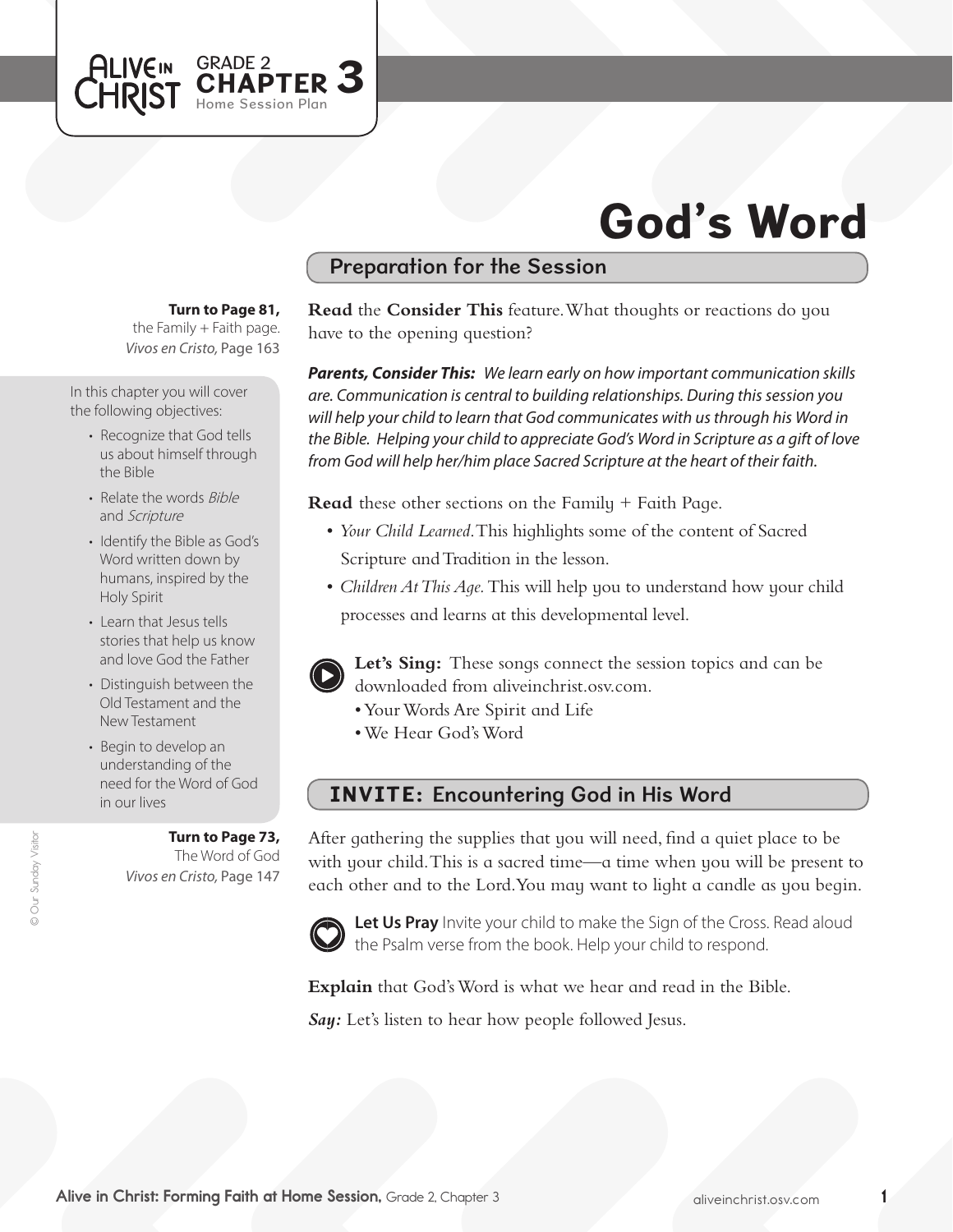ALIVE IN CHRIST GRADE 2 **CHAPTER 3** Home Session Plan

# God's Word

## Preparation for the Session

**Turn to Page 81,**
the Family + Faith page.
*Vivos en Cristo,* Page 163

In this chapter you will cover the following objectives:

- Recognize that God tells us about himself through the Bible
- Relate the words *Bible* and *Scripture*
- Identify the Bible as God's Word written down by humans, inspired by the Holy Spirit
- Learn that Jesus tells stories that help us know and love God the Father
- Distinguish between the Old Testament and the New Testament
- Begin to develop an understanding of the need for the Word of God in our lives

**Turn to Page 73,**
The Word of God
*Vivos en Cristo,* Page 147

**Read** the **Consider This** feature. What thoughts or reactions do you have to the opening question?

***Parents, Consider This:*** *We learn early on how important communication skills are. Communication is central to building relationships. During this session you will help your child to learn that God communicates with us through his Word in the Bible. Helping your child to appreciate God's Word in Scripture as a gift of love from God will help her/him place Sacred Scripture at the heart of their faith.*

**Read** these other sections on the Family + Faith Page.

- *Your Child Learned.* This highlights some of the content of Sacred Scripture and Tradition in the lesson.
- *Children At This Age.* This will help you to understand how your child processes and learns at this developmental level.

**Let's Sing:** These songs connect the session topics and can be downloaded from aliveinchrist.osv.com.

- Your Words Are Spirit and Life
- We Hear God's Word

## INVITE: Encountering God in His Word

After gathering the supplies that you will need, find a quiet place to be with your child. This is a sacred time—a time when you will be present to each other and to the Lord. You may want to light a candle as you begin.

**Let Us Pray** Invite your child to make the Sign of the Cross. Read aloud the Psalm verse from the book. Help your child to respond.

**Explain** that God's Word is what we hear and read in the Bible.

***Say:*** Let's listen to hear how people followed Jesus.

© Our Sunday Visitor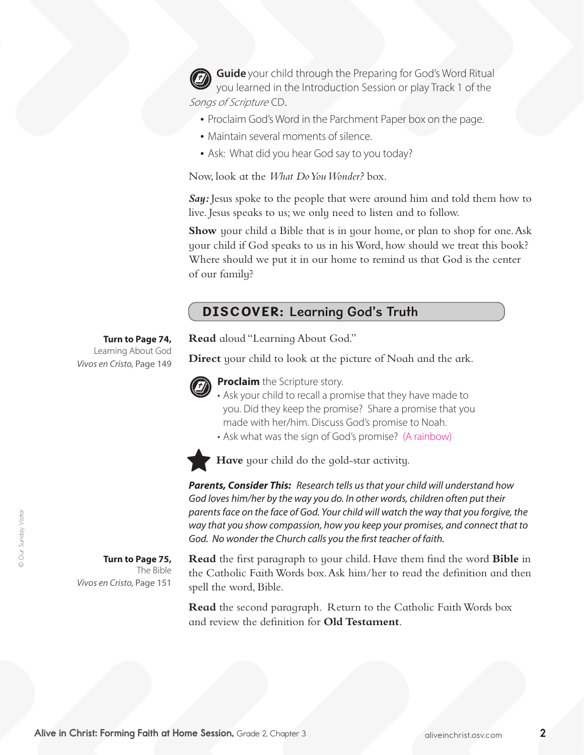**Guide** your child through the Preparing for God's Word Ritual you learned in the Introduction Session or play Track 1 of the *Songs of Scripture* CD.

- Proclaim God's Word in the Parchment Paper box on the page.
- Maintain several moments of silence.
- Ask: What did you hear God say to you today?

Now, look at the *What Do You Wonder?* box.

***Say:*** Jesus spoke to the people that were around him and told them how to live. Jesus speaks to us; we only need to listen and to follow.

**Show** your child a Bible that is in your home, or plan to shop for one. Ask your child if God speaks to us in his Word, how should we treat this book? Where should we put it in our home to remind us that God is the center of our family?

## DISCOVER: Learning God's Truth

**Turn to Page 74,**
Learning About God
*Vivos en Cristo,* Page 149

**Read** aloud "Learning About God."

**Direct** your child to look at the picture of Noah and the ark.

**Proclaim** the Scripture story.

- Ask your child to recall a promise that they have made to you. Did they keep the promise? Share a promise that you made with her/him. Discuss God's promise to Noah.
- Ask what was the sign of God's promise? (A rainbow)

**Have** your child do the gold-star activity.

***Parents, Consider This:*** *Research tells us that your child will understand how God loves him/her by the way you do. In other words, children often put their parents face on the face of God. Your child will watch the way that you forgive, the way that you show compassion, how you keep your promises, and connect that to God. No wonder the Church calls you the first teacher of faith.*

**Turn to Page 75,**
The Bible
*Vivos en Cristo,* Page 151

**Read** the first paragraph to your child. Have them find the word **Bible** in the Catholic Faith Words box. Ask him/her to read the definition and then spell the word, Bible.

**Read** the second paragraph. Return to the Catholic Faith Words box and review the definition for **Old Testament**.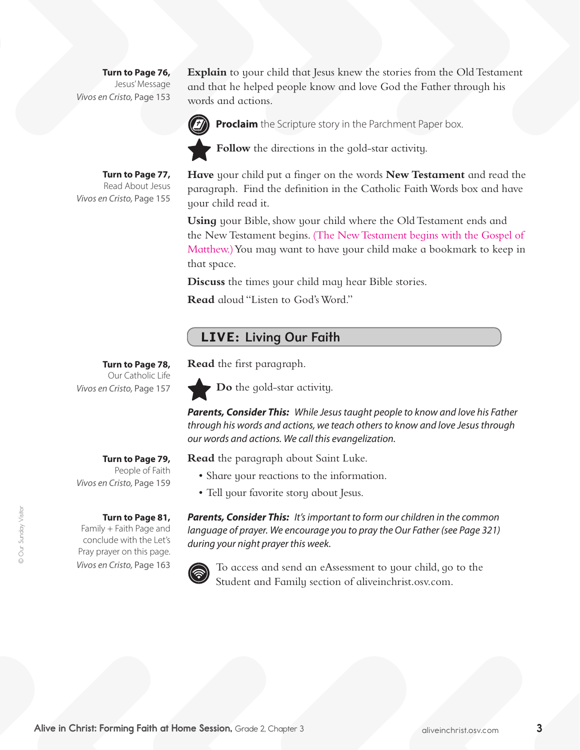**Turn to Page 76,**
Jesus' Message
*Vivos en Cristo,* Page 153

**Explain** to your child that Jesus knew the stories from the Old Testament and that he helped people know and love God the Father through his words and actions.

**Proclaim** the Scripture story in the Parchment Paper box.

**Follow** the directions in the gold-star activity.

**Turn to Page 77,**
Read About Jesus
*Vivos en Cristo,* Page 155

**Have** your child put a finger on the words **New Testament** and read the paragraph. Find the definition in the Catholic Faith Words box and have your child read it.

**Using** your Bible, show your child where the Old Testament ends and the New Testament begins. (The New Testament begins with the Gospel of Matthew.) You may want to have your child make a bookmark to keep in that space.

**Discuss** the times your child may hear Bible stories.

**Read** aloud "Listen to God's Word."

## LIVE: Living Our Faith

**Turn to Page 78,**
Our Catholic Life
*Vivos en Cristo,* Page 157

**Read** the first paragraph.

**Do** the gold-star activity.

***Parents, Consider This:*** *While Jesus taught people to know and love his Father through his words and actions, we teach others to know and love Jesus through our words and actions. We call this evangelization.*

**Turn to Page 79,**
People of Faith
*Vivos en Cristo,* Page 159

**Read** the paragraph about Saint Luke.

- Share your reactions to the information.
- Tell your favorite story about Jesus.

**Turn to Page 81,**
Family + Faith Page and conclude with the Let's Pray prayer on this page.
*Vivos en Cristo,* Page 163

***Parents, Consider This:*** *It's important to form our children in the common language of prayer. We encourage you to pray the Our Father (see Page 321) during your night prayer this week.*

To access and send an eAssessment to your child, go to the Student and Family section of aliveinchrist.osv.com.